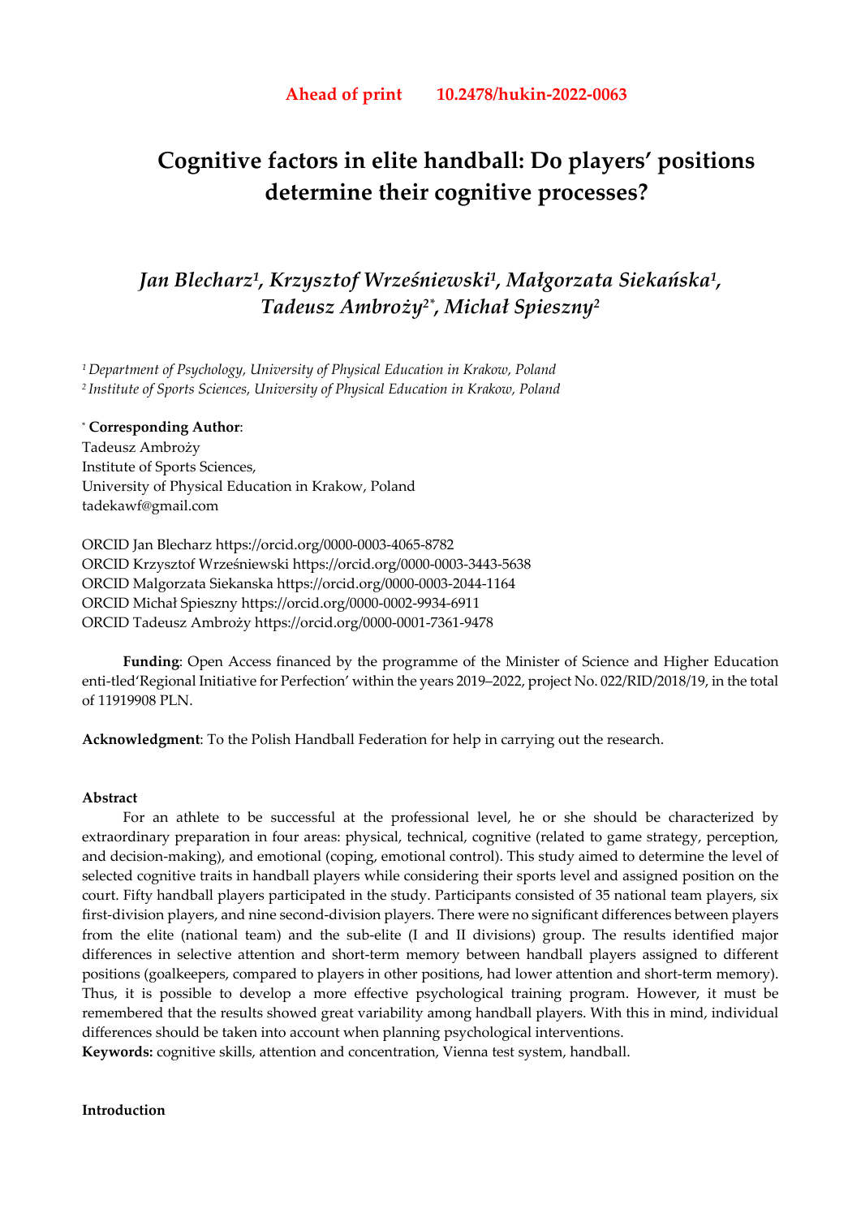**Ahead of print 10.2478/hukin-2022-0063**

# Cognitive factors in elite handball: Do players' positions determine their cognitive processes?

*Jan Blecharz[1], Krzysztof Wrześniewski[1], Małgorzata Siekańska[1], Tadeusz Ambroży[2*], Michał Spieszny[2]*

[1] *Department of Psychology, University of Physical Education in Krakow, Poland*
[2] *Institute of Sports Sciences, University of Physical Education in Krakow, Poland*

[*] **Corresponding Author**:
Tadeusz Ambroży
Institute of Sports Sciences,
University of Physical Education in Krakow, Poland
tadekawf@gmail.com

ORCID Jan Blecharz https://orcid.org/0000-0003-4065-8782
ORCID Krzysztof Wrześniewski https://orcid.org/0000-0003-3443-5638
ORCID Malgorzata Siekanska https://orcid.org/0000-0003-2044-1164
ORCID Michał Spieszny https://orcid.org/0000-0002-9934-6911
ORCID Tadeusz Ambroży https://orcid.org/0000-0001-7361-9478

**Funding**: Open Access financed by the programme of the Minister of Science and Higher Education enti-tled'Regional Initiative for Perfection' within the years 2019–2022, project No. 022/RID/2018/19, in the total of 11919908 PLN.

**Acknowledgment**: To the Polish Handball Federation for help in carrying out the research.

**Abstract**

For an athlete to be successful at the professional level, he or she should be characterized by extraordinary preparation in four areas: physical, technical, cognitive (related to game strategy, perception, and decision-making), and emotional (coping, emotional control). This study aimed to determine the level of selected cognitive traits in handball players while considering their sports level and assigned position on the court. Fifty handball players participated in the study. Participants consisted of 35 national team players, six first-division players, and nine second-division players. There were no significant differences between players from the elite (national team) and the sub-elite (I and II divisions) group. The results identified major differences in selective attention and short-term memory between handball players assigned to different positions (goalkeepers, compared to players in other positions, had lower attention and short-term memory). Thus, it is possible to develop a more effective psychological training program. However, it must be remembered that the results showed great variability among handball players. With this in mind, individual differences should be taken into account when planning psychological interventions.

**Keywords:** cognitive skills, attention and concentration, Vienna test system, handball.

**Introduction**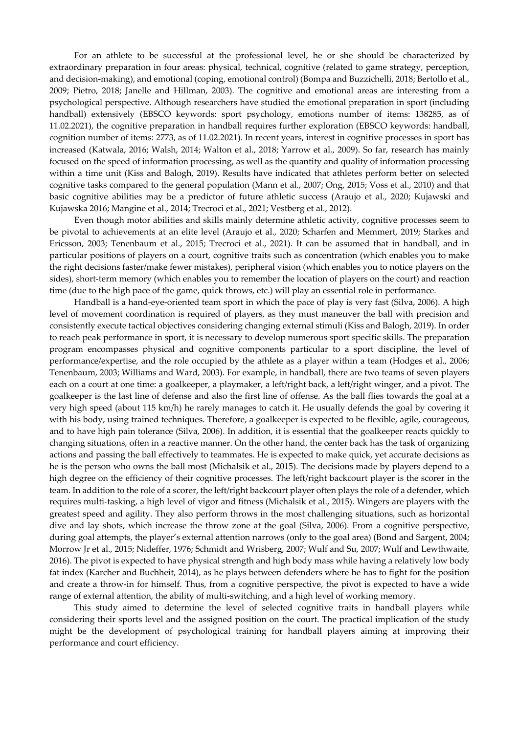For an athlete to be successful at the professional level, he or she should be characterized by extraordinary preparation in four areas: physical, technical, cognitive (related to game strategy, perception, and decision-making), and emotional (coping, emotional control) (Bompa and Buzzichelli, 2018; Bertollo et al., 2009; Pietro, 2018; Janelle and Hillman, 2003). The cognitive and emotional areas are interesting from a psychological perspective. Although researchers have studied the emotional preparation in sport (including handball) extensively (EBSCO keywords: sport psychology, emotions number of items: 138285, as of 11.02.2021), the cognitive preparation in handball requires further exploration (EBSCO keywords: handball, cognition number of items: 2773, as of 11.02.2021). In recent years, interest in cognitive processes in sport has increased (Katwala, 2016; Walsh, 2014; Walton et al., 2018; Yarrow et al., 2009). So far, research has mainly focused on the speed of information processing, as well as the quantity and quality of information processing within a time unit (Kiss and Balogh, 2019). Results have indicated that athletes perform better on selected cognitive tasks compared to the general population (Mann et al., 2007; Ong, 2015; Voss et al., 2010) and that basic cognitive abilities may be a predictor of future athletic success (Araujo et al., 2020; Kujawski and Kujawska 2016; Mangine et al., 2014; Trecroci et al., 2021; Vestberg et al., 2012).

Even though motor abilities and skills mainly determine athletic activity, cognitive processes seem to be pivotal to achievements at an elite level (Araujo et al., 2020; Scharfen and Memmert, 2019; Starkes and Ericsson, 2003; Tenenbaum et al., 2015; Trecroci et al., 2021). It can be assumed that in handball, and in particular positions of players on a court, cognitive traits such as concentration (which enables you to make the right decisions faster/make fewer mistakes), peripheral vision (which enables you to notice players on the sides), short-term memory (which enables you to remember the location of players on the court) and reaction time (due to the high pace of the game, quick throws, etc.) will play an essential role in performance.

Handball is a hand-eye-oriented team sport in which the pace of play is very fast (Silva, 2006). A high level of movement coordination is required of players, as they must maneuver the ball with precision and consistently execute tactical objectives considering changing external stimuli (Kiss and Balogh, 2019). In order to reach peak performance in sport, it is necessary to develop numerous sport specific skills. The preparation program encompasses physical and cognitive components particular to a sport discipline, the level of performance/expertise, and the role occupied by the athlete as a player within a team (Hodges et al., 2006; Tenenbaum, 2003; Williams and Ward, 2003). For example, in handball, there are two teams of seven players each on a court at one time: a goalkeeper, a playmaker, a left/right back, a left/right winger, and a pivot. The goalkeeper is the last line of defense and also the first line of offense. As the ball flies towards the goal at a very high speed (about 115 km/h) he rarely manages to catch it. He usually defends the goal by covering it with his body, using trained techniques. Therefore, a goalkeeper is expected to be flexible, agile, courageous, and to have high pain tolerance (Silva, 2006). In addition, it is essential that the goalkeeper reacts quickly to changing situations, often in a reactive manner. On the other hand, the center back has the task of organizing actions and passing the ball effectively to teammates. He is expected to make quick, yet accurate decisions as he is the person who owns the ball most (Michalsik et al., 2015). The decisions made by players depend to a high degree on the efficiency of their cognitive processes. The left/right backcourt player is the scorer in the team. In addition to the role of a scorer, the left/right backcourt player often plays the role of a defender, which requires multi-tasking, a high level of vigor and fitness (Michalsik et al., 2015). Wingers are players with the greatest speed and agility. They also perform throws in the most challenging situations, such as horizontal dive and lay shots, which increase the throw zone at the goal (Silva, 2006). From a cognitive perspective, during goal attempts, the player's external attention narrows (only to the goal area) (Bond and Sargent, 2004; Morrow Jr et al., 2015; Nideffer, 1976; Schmidt and Wrisberg, 2007; Wulf and Su, 2007; Wulf and Lewthwaite, 2016). The pivot is expected to have physical strength and high body mass while having a relatively low body fat index (Karcher and Buchheit, 2014), as he plays between defenders where he has to fight for the position and create a throw-in for himself. Thus, from a cognitive perspective, the pivot is expected to have a wide range of external attention, the ability of multi-switching, and a high level of working memory.

This study aimed to determine the level of selected cognitive traits in handball players while considering their sports level and the assigned position on the court. The practical implication of the study might be the development of psychological training for handball players aiming at improving their performance and court efficiency.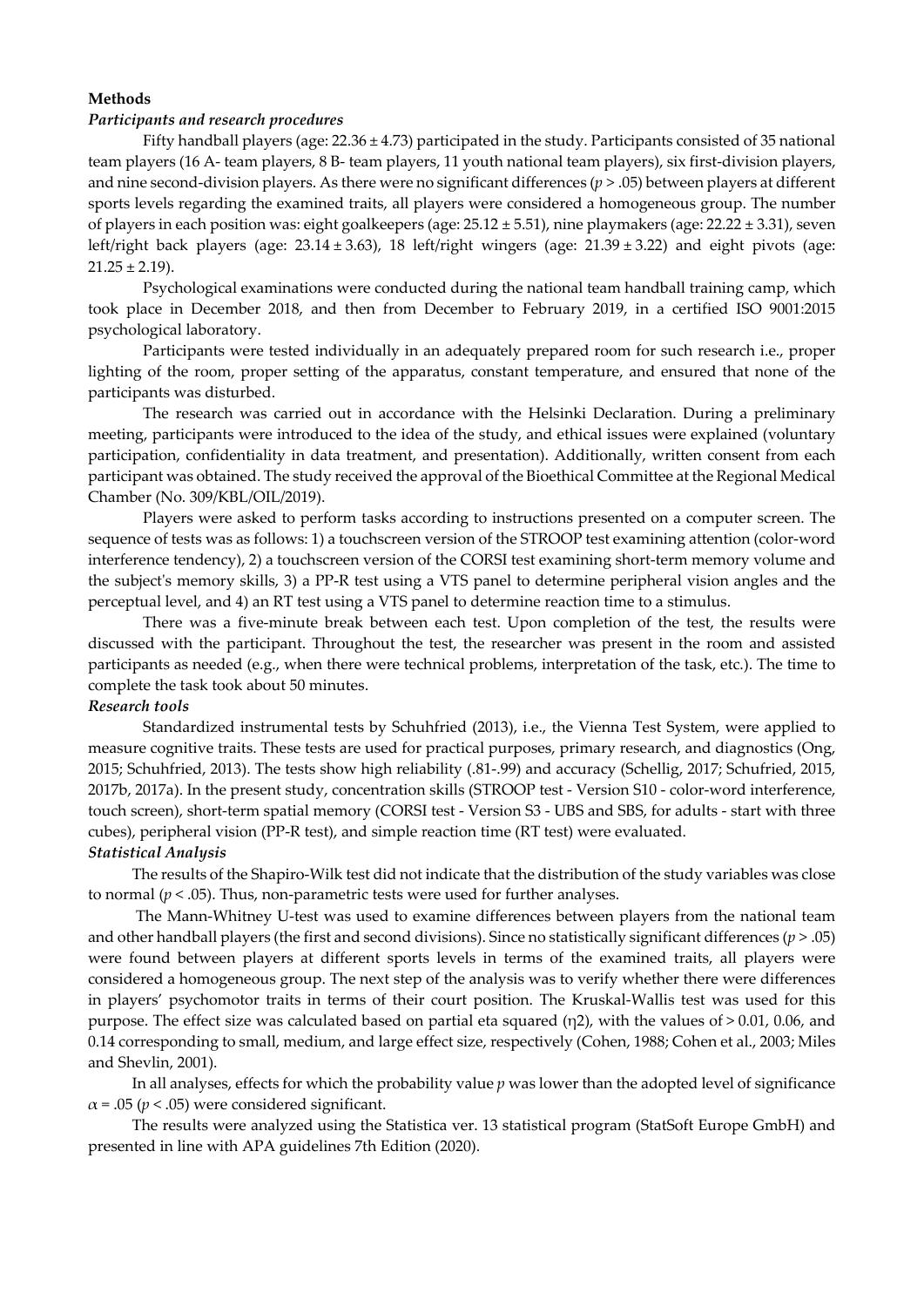**Methods**

***Participants and research procedures***

Fifty handball players (age: 22.36 ± 4.73) participated in the study. Participants consisted of 35 national team players (16 A- team players, 8 B- team players, 11 youth national team players), six first-division players, and nine second-division players. As there were no significant differences ($p > .05$) between players at different sports levels regarding the examined traits, all players were considered a homogeneous group. The number of players in each position was: eight goalkeepers (age: 25.12 ± 5.51), nine playmakers (age: 22.22 ± 3.31), seven left/right back players (age: 23.14 ± 3.63), 18 left/right wingers (age: 21.39 ± 3.22) and eight pivots (age: 21.25 ± 2.19).

Psychological examinations were conducted during the national team handball training camp, which took place in December 2018, and then from December to February 2019, in a certified ISO 9001:2015 psychological laboratory.

Participants were tested individually in an adequately prepared room for such research i.e., proper lighting of the room, proper setting of the apparatus, constant temperature, and ensured that none of the participants was disturbed.

The research was carried out in accordance with the Helsinki Declaration. During a preliminary meeting, participants were introduced to the idea of the study, and ethical issues were explained (voluntary participation, confidentiality in data treatment, and presentation). Additionally, written consent from each participant was obtained. The study received the approval of the Bioethical Committee at the Regional Medical Chamber (No. 309/KBL/OIL/2019).

Players were asked to perform tasks according to instructions presented on a computer screen. The sequence of tests was as follows: 1) a touchscreen version of the STROOP test examining attention (color-word interference tendency), 2) a touchscreen version of the CORSI test examining short-term memory volume and the subject's memory skills, 3) a PP-R test using a VTS panel to determine peripheral vision angles and the perceptual level, and 4) an RT test using a VTS panel to determine reaction time to a stimulus.

There was a five-minute break between each test. Upon completion of the test, the results were discussed with the participant. Throughout the test, the researcher was present in the room and assisted participants as needed (e.g., when there were technical problems, interpretation of the task, etc.). The time to complete the task took about 50 minutes.

***Research tools***

Standardized instrumental tests by Schuhfried (2013), i.e., the Vienna Test System, were applied to measure cognitive traits. These tests are used for practical purposes, primary research, and diagnostics (Ong, 2015; Schuhfried, 2013). The tests show high reliability (.81-.99) and accuracy (Schellig, 2017; Schufried, 2015, 2017b, 2017a). In the present study, concentration skills (STROOP test - Version S10 - color-word interference, touch screen), short-term spatial memory (CORSI test - Version S3 - UBS and SBS, for adults - start with three cubes), peripheral vision (PP-R test), and simple reaction time (RT test) were evaluated.

***Statistical Analysis***

The results of the Shapiro-Wilk test did not indicate that the distribution of the study variables was close to normal ($p < .05$). Thus, non-parametric tests were used for further analyses.

The Mann-Whitney U-test was used to examine differences between players from the national team and other handball players (the first and second divisions). Since no statistically significant differences ($p > .05$) were found between players at different sports levels in terms of the examined traits, all players were considered a homogeneous group. The next step of the analysis was to verify whether there were differences in players' psychomotor traits in terms of their court position. The Kruskal-Wallis test was used for this purpose. The effect size was calculated based on partial eta squared ($\eta^2$), with the values of > 0.01, 0.06, and 0.14 corresponding to small, medium, and large effect size, respectively (Cohen, 1988; Cohen et al., 2003; Miles and Shevlin, 2001).

In all analyses, effects for which the probability value $p$ was lower than the adopted level of significance $\alpha = .05$ ($p < .05$) were considered significant.

The results were analyzed using the Statistica ver. 13 statistical program (StatSoft Europe GmbH) and presented in line with APA guidelines 7th Edition (2020).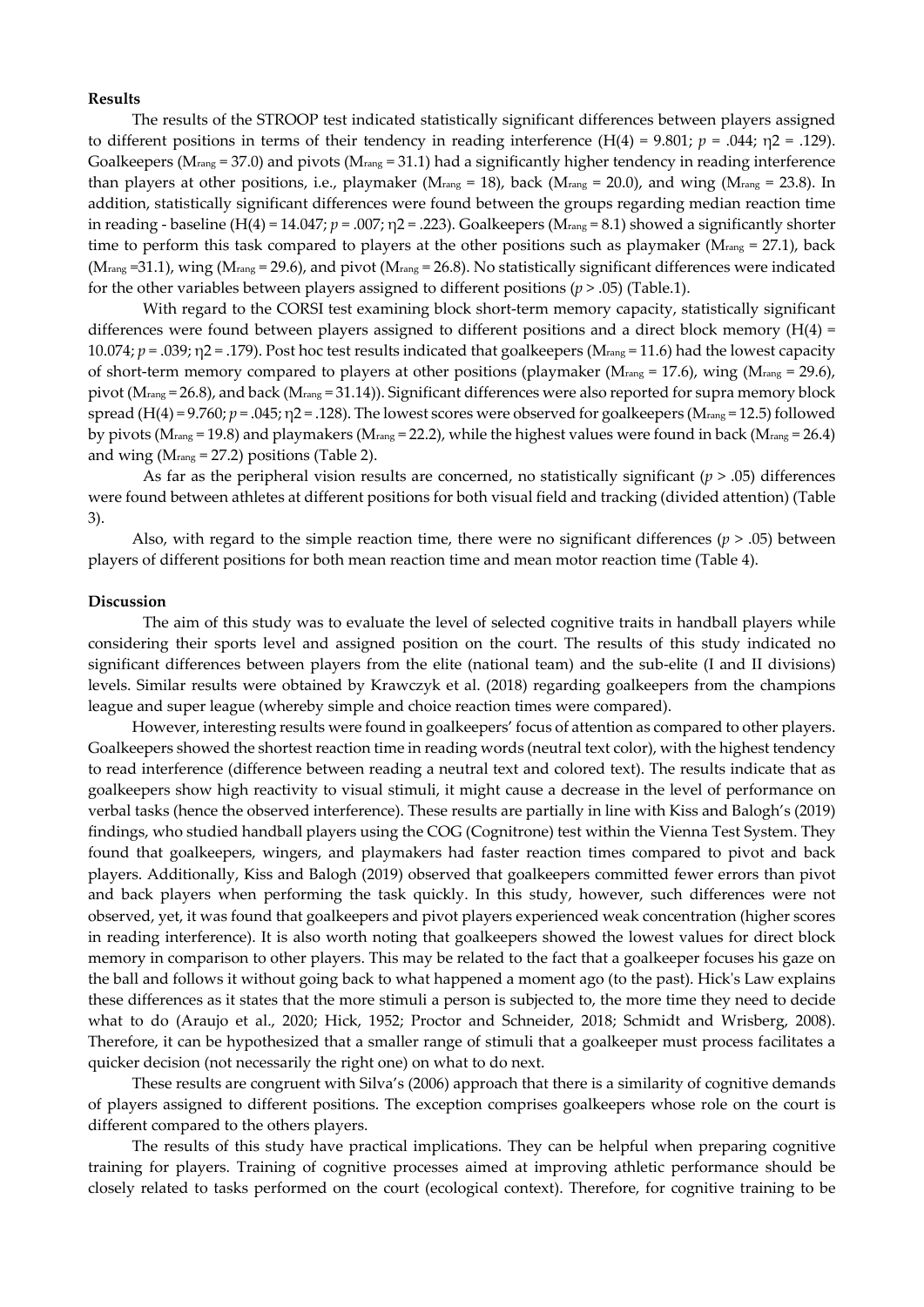**Results**

The results of the STROOP test indicated statistically significant differences between players assigned to different positions in terms of their tendency in reading interference ($H(4) = 9.801$; $p = .044$; $\eta 2 = .129$). Goalkeepers ($M_{rang} = 37.0$) and pivots ($M_{rang} = 31.1$) had a significantly higher tendency in reading interference than players at other positions, i.e., playmaker ($M_{rang} = 18$), back ($M_{rang} = 20.0$), and wing ($M_{rang} = 23.8$). In addition, statistically significant differences were found between the groups regarding median reaction time in reading - baseline ($H(4) = 14.047$; $p = .007$; $\eta 2 = .223$). Goalkeepers ($M_{rang} = 8.1$) showed a significantly shorter time to perform this task compared to players at the other positions such as playmaker ($M_{rang} = 27.1$), back ($M_{rang} = 31.1$), wing ($M_{rang} = 29.6$), and pivot ($M_{rang} = 26.8$). No statistically significant differences were indicated for the other variables between players assigned to different positions ($p > .05$) (Table.1).

With regard to the CORSI test examining block short-term memory capacity, statistically significant differences were found between players assigned to different positions and a direct block memory ($H(4) = 10.074$; $p = .039$; $\eta 2 = .179$). Post hoc test results indicated that goalkeepers ($M_{rang} = 11.6$) had the lowest capacity of short-term memory compared to players at other positions (playmaker ($M_{rang} = 17.6$), wing ($M_{rang} = 29.6$), pivot ($M_{rang} = 26.8$), and back ($M_{rang} = 31.14$)). Significant differences were also reported for supra memory block spread ($H(4) = 9.760$; $p = .045$; $\eta 2 = .128$). The lowest scores were observed for goalkeepers ($M_{rang} = 12.5$) followed by pivots ($M_{rang} = 19.8$) and playmakers ($M_{rang} = 22.2$), while the highest values were found in back ($M_{rang} = 26.4$) and wing ($M_{rang} = 27.2$) positions (Table 2).

As far as the peripheral vision results are concerned, no statistically significant ($p > .05$) differences were found between athletes at different positions for both visual field and tracking (divided attention) (Table 3).

Also, with regard to the simple reaction time, there were no significant differences ($p > .05$) between players of different positions for both mean reaction time and mean motor reaction time (Table 4).

**Discussion**

The aim of this study was to evaluate the level of selected cognitive traits in handball players while considering their sports level and assigned position on the court. The results of this study indicated no significant differences between players from the elite (national team) and the sub-elite (I and II divisions) levels. Similar results were obtained by Krawczyk et al. (2018) regarding goalkeepers from the champions league and super league (whereby simple and choice reaction times were compared).

However, interesting results were found in goalkeepers' focus of attention as compared to other players. Goalkeepers showed the shortest reaction time in reading words (neutral text color), with the highest tendency to read interference (difference between reading a neutral text and colored text). The results indicate that as goalkeepers show high reactivity to visual stimuli, it might cause a decrease in the level of performance on verbal tasks (hence the observed interference). These results are partially in line with Kiss and Balogh's (2019) findings, who studied handball players using the COG (Cognitrone) test within the Vienna Test System. They found that goalkeepers, wingers, and playmakers had faster reaction times compared to pivot and back players. Additionally, Kiss and Balogh (2019) observed that goalkeepers committed fewer errors than pivot and back players when performing the task quickly. In this study, however, such differences were not observed, yet, it was found that goalkeepers and pivot players experienced weak concentration (higher scores in reading interference). It is also worth noting that goalkeepers showed the lowest values for direct block memory in comparison to other players. This may be related to the fact that a goalkeeper focuses his gaze on the ball and follows it without going back to what happened a moment ago (to the past). Hick's Law explains these differences as it states that the more stimuli a person is subjected to, the more time they need to decide what to do (Araujo et al., 2020; Hick, 1952; Proctor and Schneider, 2018; Schmidt and Wrisberg, 2008). Therefore, it can be hypothesized that a smaller range of stimuli that a goalkeeper must process facilitates a quicker decision (not necessarily the right one) on what to do next.

These results are congruent with Silva's (2006) approach that there is a similarity of cognitive demands of players assigned to different positions. The exception comprises goalkeepers whose role on the court is different compared to the others players.

The results of this study have practical implications. They can be helpful when preparing cognitive training for players. Training of cognitive processes aimed at improving athletic performance should be closely related to tasks performed on the court (ecological context). Therefore, for cognitive training to be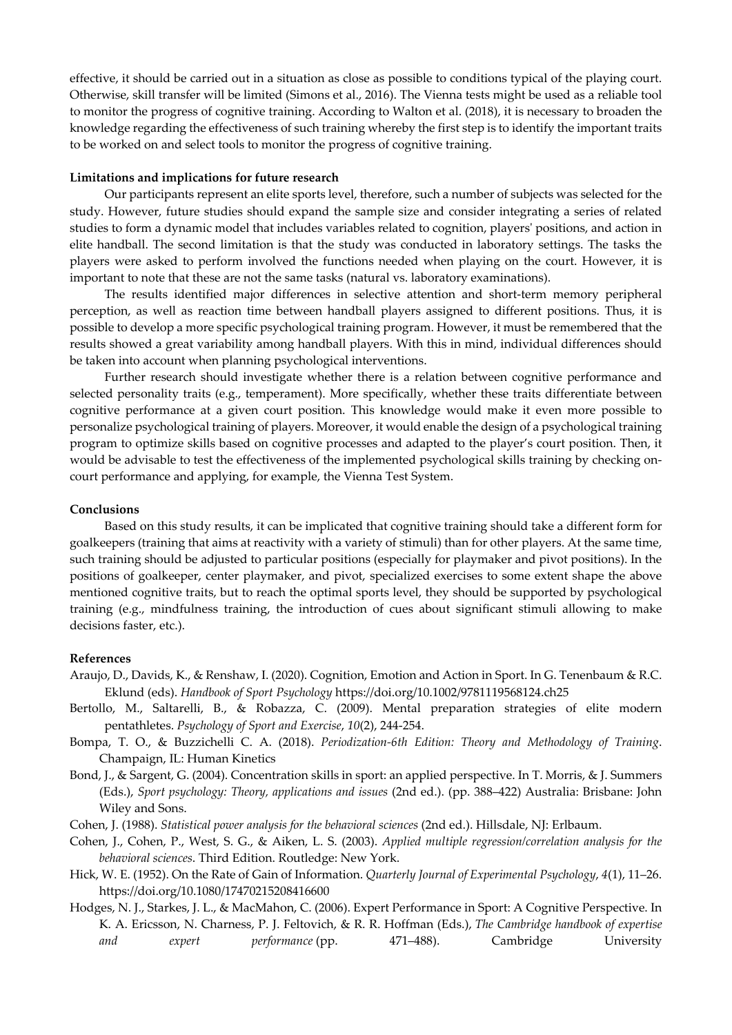effective, it should be carried out in a situation as close as possible to conditions typical of the playing court. Otherwise, skill transfer will be limited (Simons et al., 2016). The Vienna tests might be used as a reliable tool to monitor the progress of cognitive training. According to Walton et al. (2018), it is necessary to broaden the knowledge regarding the effectiveness of such training whereby the first step is to identify the important traits to be worked on and select tools to monitor the progress of cognitive training.

**Limitations and implications for future research**

Our participants represent an elite sports level, therefore, such a number of subjects was selected for the study. However, future studies should expand the sample size and consider integrating a series of related studies to form a dynamic model that includes variables related to cognition, players' positions, and action in elite handball. The second limitation is that the study was conducted in laboratory settings. The tasks the players were asked to perform involved the functions needed when playing on the court. However, it is important to note that these are not the same tasks (natural vs. laboratory examinations).

The results identified major differences in selective attention and short-term memory peripheral perception, as well as reaction time between handball players assigned to different positions. Thus, it is possible to develop a more specific psychological training program. However, it must be remembered that the results showed a great variability among handball players. With this in mind, individual differences should be taken into account when planning psychological interventions.

Further research should investigate whether there is a relation between cognitive performance and selected personality traits (e.g., temperament). More specifically, whether these traits differentiate between cognitive performance at a given court position. This knowledge would make it even more possible to personalize psychological training of players. Moreover, it would enable the design of a psychological training program to optimize skills based on cognitive processes and adapted to the player's court position. Then, it would be advisable to test the effectiveness of the implemented psychological skills training by checking on-court performance and applying, for example, the Vienna Test System.

**Conclusions**

Based on this study results, it can be implicated that cognitive training should take a different form for goalkeepers (training that aims at reactivity with a variety of stimuli) than for other players. At the same time, such training should be adjusted to particular positions (especially for playmaker and pivot positions). In the positions of goalkeeper, center playmaker, and pivot, specialized exercises to some extent shape the above mentioned cognitive traits, but to reach the optimal sports level, they should be supported by psychological training (e.g., mindfulness training, the introduction of cues about significant stimuli allowing to make decisions faster, etc.).

**References**

Araujo, D., Davids, K., & Renshaw, I. (2020). Cognition, Emotion and Action in Sport. In G. Tenenbaum & R.C. Eklund (eds). *Handbook of Sport Psychology* https://doi.org/10.1002/9781119568124.ch25

Bertollo, M., Saltarelli, B., & Robazza, C. (2009). Mental preparation strategies of elite modern pentathletes. *Psychology of Sport and Exercise*, *10*(2), 244-254.

Bompa, T. O., & Buzzichelli C. A. (2018). *Periodization-6th Edition: Theory and Methodology of Training*. Champaign, IL: Human Kinetics

Bond, J., & Sargent, G. (2004). Concentration skills in sport: an applied perspective. In T. Morris, & J. Summers (Eds.), *Sport psychology: Theory, applications and issues* (2nd ed.). (pp. 388–422) Australia: Brisbane: John Wiley and Sons.

Cohen, J. (1988). *Statistical power analysis for the behavioral sciences* (2nd ed.). Hillsdale, NJ: Erlbaum.

Cohen, J., Cohen, P., West, S. G., & Aiken, L. S. (2003). *Applied multiple regression/correlation analysis for the behavioral sciences*. Third Edition. Routledge: New York.

Hick, W. E. (1952). On the Rate of Gain of Information. *Quarterly Journal of Experimental Psychology*, *4*(1), 11–26. https://doi.org/10.1080/17470215208416600

Hodges, N. J., Starkes, J. L., & MacMahon, C. (2006). Expert Performance in Sport: A Cognitive Perspective. In K. A. Ericsson, N. Charness, P. J. Feltovich, & R. R. Hoffman (Eds.), *The Cambridge handbook of expertise and expert performance* (pp. 471–488). Cambridge University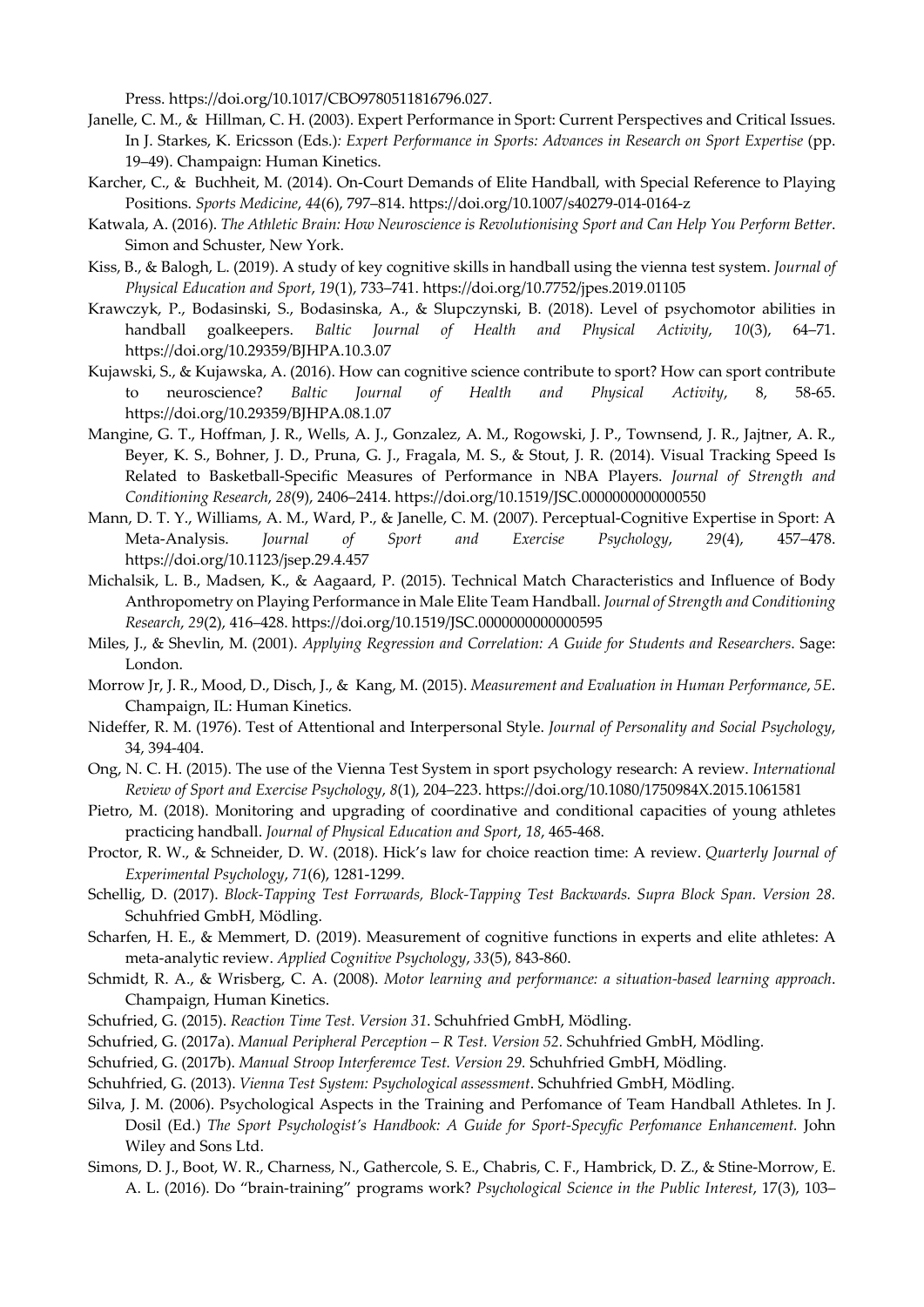Press. https://doi.org/10.1017/CBO9780511816796.027.

Janelle, C. M., & Hillman, C. H. (2003). Expert Performance in Sport: Current Perspectives and Critical Issues. In J. Starkes, K. Ericsson (Eds.)*: Expert Performance in Sports: Advances in Research on Sport Expertise* (pp. 19–49). Champaign: Human Kinetics.

Karcher, C., & Buchheit, M. (2014). On-Court Demands of Elite Handball, with Special Reference to Playing Positions. *Sports Medicine*, *44*(6), 797–814. https://doi.org/10.1007/s40279-014-0164-z

Katwala, A. (2016). *The Athletic Brain: How Neuroscience is Revolutionising Sport and Can Help You Perform Better*. Simon and Schuster, New York.

Kiss, B., & Balogh, L. (2019). A study of key cognitive skills in handball using the vienna test system. *Journal of Physical Education and Sport*, *19*(1), 733–741. https://doi.org/10.7752/jpes.2019.01105

Krawczyk, P., Bodasinski, S., Bodasinska, A., & Slupczynski, B. (2018). Level of psychomotor abilities in handball goalkeepers. *Baltic Journal of Health and Physical Activity*, *10*(3), 64–71. https://doi.org/10.29359/BJHPA.10.3.07

Kujawski, S., & Kujawska, A. (2016). How can cognitive science contribute to sport? How can sport contribute to neuroscience? *Baltic Journal of Health and Physical Activity*, 8, 58-65. https://doi.org/10.29359/BJHPA.08.1.07

Mangine, G. T., Hoffman, J. R., Wells, A. J., Gonzalez, A. M., Rogowski, J. P., Townsend, J. R., Jajtner, A. R., Beyer, K. S., Bohner, J. D., Pruna, G. J., Fragala, M. S., & Stout, J. R. (2014). Visual Tracking Speed Is Related to Basketball-Specific Measures of Performance in NBA Players. *Journal of Strength and Conditioning Research*, *28*(9), 2406–2414. https://doi.org/10.1519/JSC.0000000000000550

Mann, D. T. Y., Williams, A. M., Ward, P., & Janelle, C. M. (2007). Perceptual-Cognitive Expertise in Sport: A Meta-Analysis. *Journal of Sport and Exercise Psychology*, *29*(4), 457–478. https://doi.org/10.1123/jsep.29.4.457

Michalsik, L. B., Madsen, K., & Aagaard, P. (2015). Technical Match Characteristics and Influence of Body Anthropometry on Playing Performance in Male Elite Team Handball. *Journal of Strength and Conditioning Research*, *29*(2), 416–428. https://doi.org/10.1519/JSC.0000000000000595

Miles, J., & Shevlin, M. (2001). *Applying Regression and Correlation: A Guide for Students and Researchers*. Sage: London.

Morrow Jr, J. R., Mood, D., Disch, J., & Kang, M. (2015). *Measurement and Evaluation in Human Performance*, *5E*. Champaign, IL: Human Kinetics.

Nideffer, R. M. (1976). Test of Attentional and Interpersonal Style. *Journal of Personality and Social Psychology*, 34, 394-404.

Ong, N. C. H. (2015). The use of the Vienna Test System in sport psychology research: A review. *International Review of Sport and Exercise Psychology*, *8*(1), 204–223. https://doi.org/10.1080/1750984X.2015.1061581

Pietro, M. (2018). Monitoring and upgrading of coordinative and conditional capacities of young athletes practicing handball. *Journal of Physical Education and Sport*, *18*, 465-468.

Proctor, R. W., & Schneider, D. W. (2018). Hick's law for choice reaction time: A review. *Quarterly Journal of Experimental Psychology*, *71*(6), 1281-1299.

Schellig, D. (2017). *Block-Tapping Test Forrwards, Block-Tapping Test Backwards. Supra Block Span. Version 28.* Schuhfried GmbH, Mödling.

Scharfen, H. E., & Memmert, D. (2019). Measurement of cognitive functions in experts and elite athletes: A meta-analytic review. *Applied Cognitive Psychology*, *33*(5), 843-860.

Schmidt, R. A., & Wrisberg, C. A. (2008). *Motor learning and performance: a situation-based learning approach*. Champaign, Human Kinetics.

Schufried, G. (2015). *Reaction Time Test. Version 31.* Schuhfried GmbH, Mödling.

Schufried, G. (2017a). *Manual Peripheral Perception – R Test. Version 52*. Schuhfried GmbH, Mödling.

Schufried, G. (2017b). *Manual Stroop Interferemce Test. Version 29*. Schuhfried GmbH, Mödling.

Schuhfried, G. (2013). *Vienna Test System: Psychological assessment*. Schuhfried GmbH, Mödling.

Silva, J. M. (2006). Psychological Aspects in the Training and Perfomance of Team Handball Athletes. In J. Dosil (Ed.) *The Sport Psychologist's Handbook: A Guide for Sport-Specyfic Perfomance Enhancement.* John Wiley and Sons Ltd.

Simons, D. J., Boot, W. R., Charness, N., Gathercole, S. E., Chabris, C. F., Hambrick, D. Z., & Stine-Morrow, E. A. L. (2016). Do "brain-training" programs work? *Psychological Science in the Public Interest*, 17(3), 103–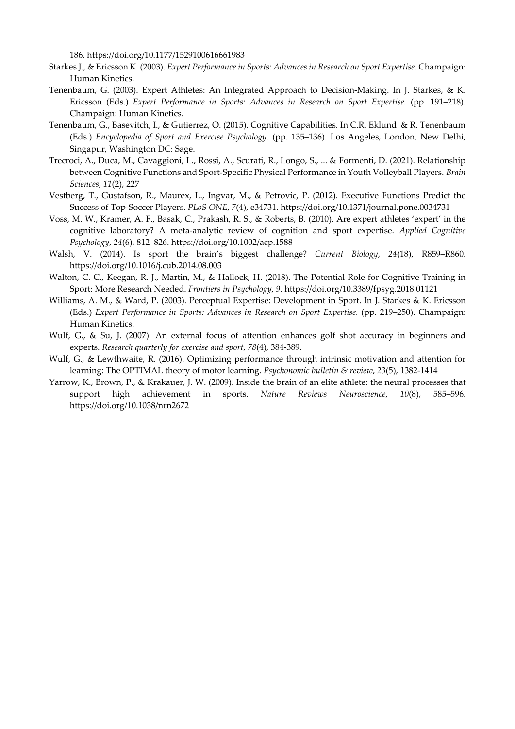186. https://doi.org/10.1177/1529100616661983

Starkes J., & Ericsson K. (2003). *Expert Performance in Sports: Advances in Research on Sport Expertise.* Champaign: Human Kinetics.

Tenenbaum, G. (2003). Expert Athletes: An Integrated Approach to Decision-Making. In J. Starkes, & K. Ericsson (Eds.) *Expert Performance in Sports: Advances in Research on Sport Expertise.* (pp. 191–218). Champaign: Human Kinetics.

Tenenbaum, G., Basevitch, I., & Gutierrez, O. (2015). Cognitive Capabilities. In C.R. Eklund & R. Tenenbaum (Eds.) *Encyclopedia of Sport and Exercise Psychology.* (pp. 135–136). Los Angeles, London, New Delhi, Singapur, Washington DC: Sage.

Trecroci, A., Duca, M., Cavaggioni, L., Rossi, A., Scurati, R., Longo, S., ... & Formenti, D. (2021). Relationship between Cognitive Functions and Sport-Specific Physical Performance in Youth Volleyball Players. *Brain Sciences*, *11*(2), 227

Vestberg, T., Gustafson, R., Maurex, L., Ingvar, M., & Petrovic, P. (2012). Executive Functions Predict the Success of Top-Soccer Players. *PLoS ONE*, *7*(4), e34731. https://doi.org/10.1371/journal.pone.0034731

Voss, M. W., Kramer, A. F., Basak, C., Prakash, R. S., & Roberts, B. (2010). Are expert athletes 'expert' in the cognitive laboratory? A meta-analytic review of cognition and sport expertise. *Applied Cognitive Psychology*, *24*(6), 812–826. https://doi.org/10.1002/acp.1588

Walsh, V. (2014). Is sport the brain's biggest challenge? *Current Biology*, *24*(18), R859–R860. https://doi.org/10.1016/j.cub.2014.08.003

Walton, C. C., Keegan, R. J., Martin, M., & Hallock, H. (2018). The Potential Role for Cognitive Training in Sport: More Research Needed. *Frontiers in Psychology*, *9*. https://doi.org/10.3389/fpsyg.2018.01121

Williams, A. M., & Ward, P. (2003). Perceptual Expertise: Development in Sport. In J. Starkes & K. Ericsson (Eds.) *Expert Performance in Sports: Advances in Research on Sport Expertise.* (pp. 219–250). Champaign: Human Kinetics.

Wulf, G., & Su, J. (2007). An external focus of attention enhances golf shot accuracy in beginners and experts. *Research quarterly for exercise and sport*, *78*(4), 384-389.

Wulf, G., & Lewthwaite, R. (2016). Optimizing performance through intrinsic motivation and attention for learning: The OPTIMAL theory of motor learning. *Psychonomic bulletin & review*, *23*(5), 1382-1414

Yarrow, K., Brown, P., & Krakauer, J. W. (2009). Inside the brain of an elite athlete: the neural processes that support high achievement in sports. *Nature Reviews Neuroscience*, *10*(8), 585–596. https://doi.org/10.1038/nrn2672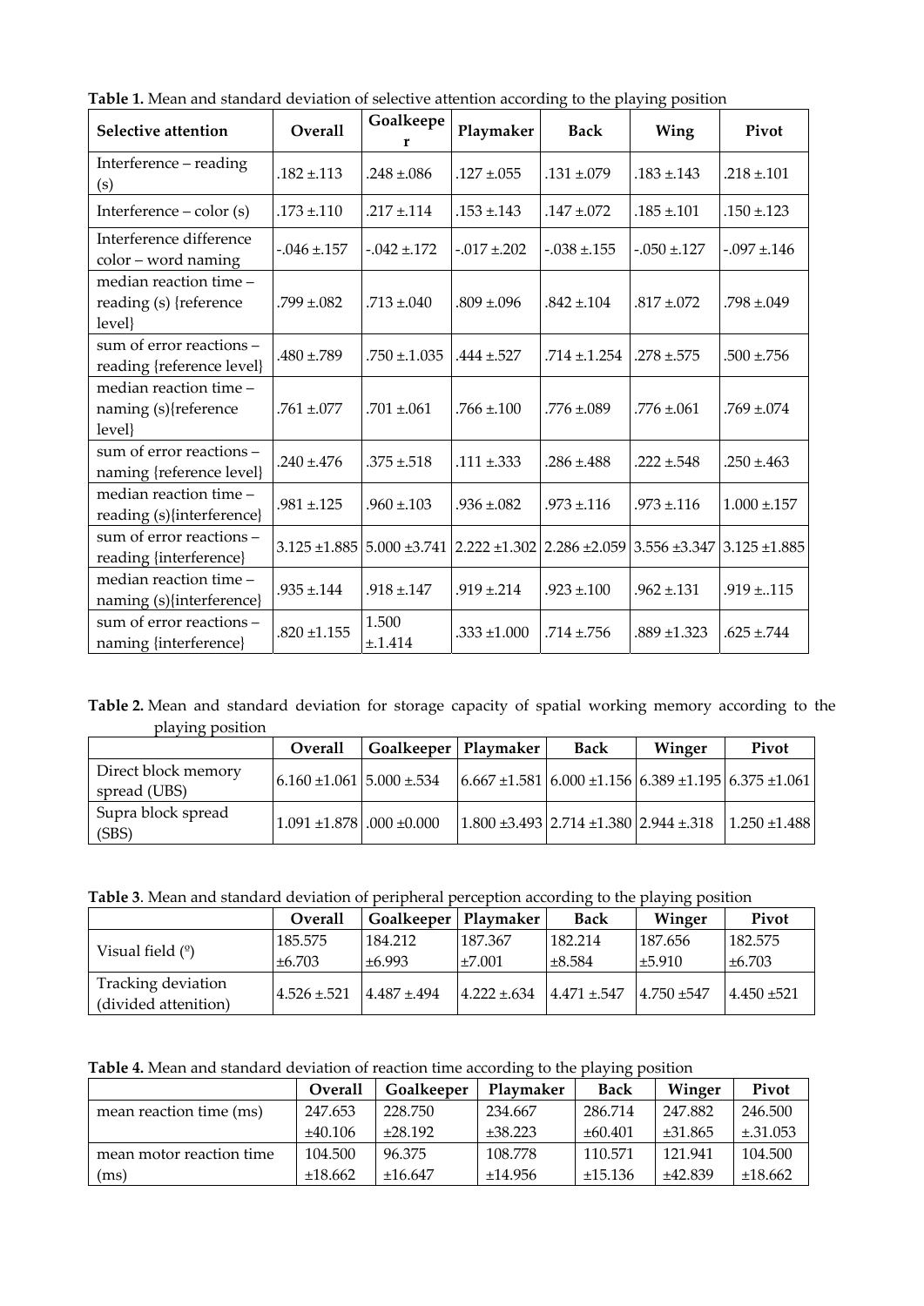**Table 1.** Mean and standard deviation of selective attention according to the playing position

| Selective attention | Overall | Goalkeeper | Playmaker | Back | Wing | Pivot |
|---|---|---|---|---|---|---|
| Interference – reading (s) | .182 ±.113 | .248 ±.086 | .127 ±.055 | .131 ±.079 | .183 ±.143 | .218 ±.101 |
| Interference – color (s) | .173 ±.110 | .217 ±.114 | .153 ±.143 | .147 ±.072 | .185 ±.101 | .150 ±.123 |
| Interference difference color – word naming | -.046 ±.157 | -.042 ±.172 | -.017 ±.202 | -.038 ±.155 | -.050 ±.127 | -.097 ±.146 |
| median reaction time – reading (s) {reference level} | .799 ±.082 | .713 ±.040 | .809 ±.096 | .842 ±.104 | .817 ±.072 | .798 ±.049 |
| sum of error reactions – reading {reference level} | .480 ±.789 | .750 ±.1.035 | .444 ±.527 | .714 ±.1.254 | .278 ±.575 | .500 ±.756 |
| median reaction time – naming (s){reference level} | .761 ±.077 | .701 ±.061 | .766 ±.100 | .776 ±.089 | .776 ±.061 | .769 ±.074 |
| sum of error reactions – naming {reference level} | .240 ±.476 | .375 ±.518 | .111 ±.333 | .286 ±.488 | .222 ±.548 | .250 ±.463 |
| median reaction time – reading (s){interference} | .981 ±.125 | .960 ±.103 | .936 ±.082 | .973 ±.116 | .973 ±.116 | 1.000 ±.157 |
| sum of error reactions – reading {interference} | 3.125 ±1.885 | 5.000 ±3.741 | 2.222 ±1.302 | 2.286 ±2.059 | 3.556 ±3.347 | 3.125 ±1.885 |
| median reaction time – naming (s){interference} | .935 ±.144 | .918 ±.147 | .919 ±.214 | .923 ±.100 | .962 ±.131 | .919 ±..115 |
| sum of error reactions – naming {interference} | .820 ±1.155 | 1.500 ±.1.414 | .333 ±1.000 | .714 ±.756 | .889 ±1.323 | .625 ±.744 |

**Table 2.** Mean and standard deviation for storage capacity of spatial working memory according to the playing position

| | Overall | Goalkeeper | Playmaker | Back | Winger | Pivot |
|---|---|---|---|---|---|---|
| Direct block memory spread (UBS) | 6.160 ±1.061 | 5.000 ±.534 | 6.667 ±1.581 | 6.000 ±1.156 | 6.389 ±1.195 | 6.375 ±1.061 |
| Supra block spread (SBS) | 1.091 ±1.878 | .000 ±0.000 | 1.800 ±3.493 | 2.714 ±1.380 | 2.944 ±.318 | 1.250 ±1.488 |

**Table 3**. Mean and standard deviation of peripheral perception according to the playing position

| | Overall | Goalkeeper | Playmaker | Back | Winger | Pivot |
|---|---|---|---|---|---|---|
| Visual field (º) | 185.575 ±6.703 | 184.212 ±6.993 | 187.367 ±7.001 | 182.214 ±8.584 | 187.656 ±5.910 | 182.575 ±6.703 |
| Tracking deviation (divided attenition) | 4.526 ±.521 | 4.487 ±.494 | 4.222 ±.634 | 4.471 ±.547 | 4.750 ±547 | 4.450 ±521 |

**Table 4.** Mean and standard deviation of reaction time according to the playing position

| | Overall | Goalkeeper | Playmaker | Back | Winger | Pivot |
|---|---|---|---|---|---|---|
| mean reaction time (ms) | 247.653 ±40.106 | 228.750 ±28.192 | 234.667 ±38.223 | 286.714 ±60.401 | 247.882 ±31.865 | 246.500 ±.31.053 |
| mean motor reaction time (ms) | 104.500 ±18.662 | 96.375 ±16.647 | 108.778 ±14.956 | 110.571 ±15.136 | 121.941 ±42.839 | 104.500 ±18.662 |